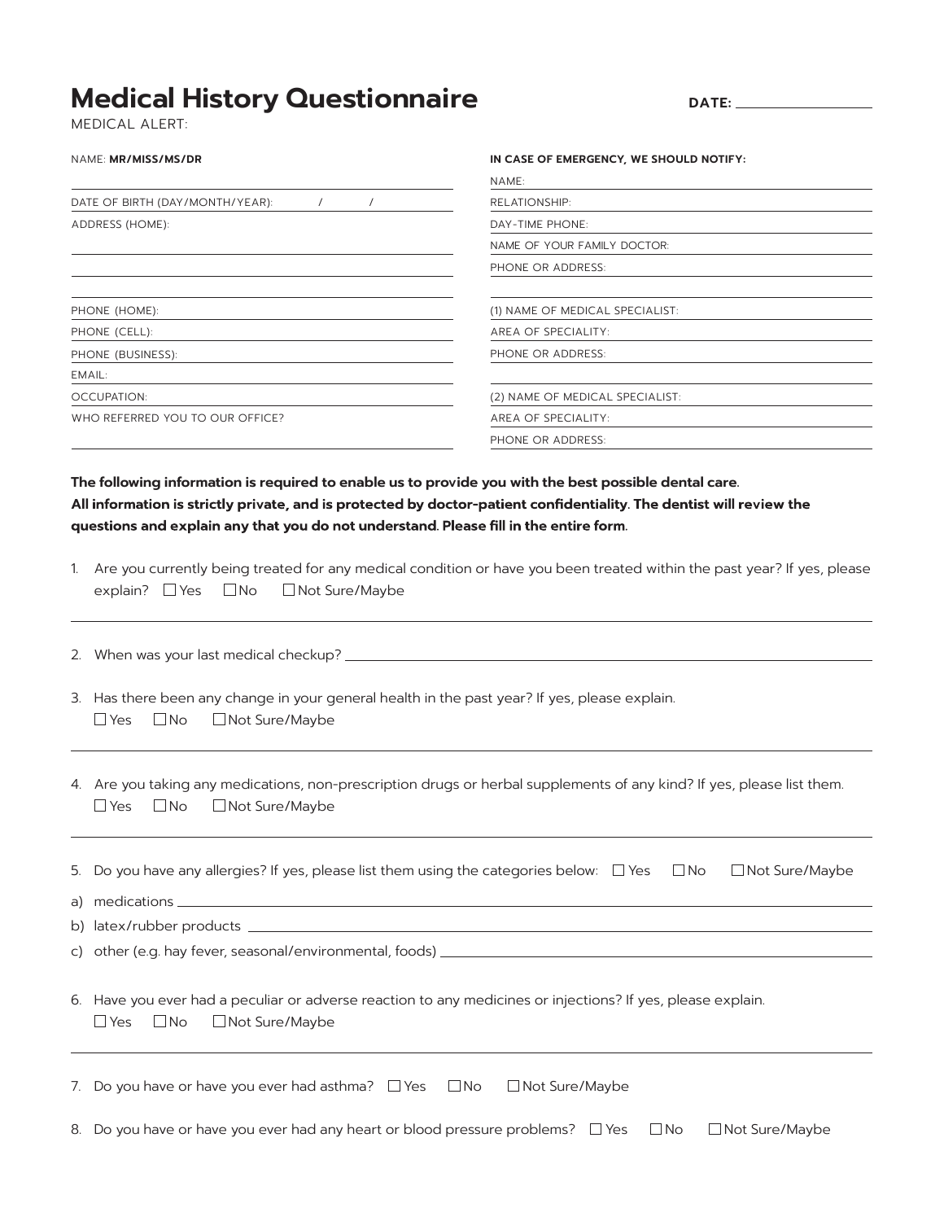# Medical History Questionnaire

**DATE:** ____________________

MEDICAL ALERT:

NAME: **MR/MISS/MS/DR**

DATE OF BIRTH (DAY/MONTH/YEAR): / /

ADDRESS (HOME):

PHONE (HOME):

PHONE (CELL):

PHONE (BUSINESS):

EMAIL:

OCCUPATION:

WHO REFERRED YOU TO OUR OFFICE?

**IN CASE OF EMERGENCY, WE SHOULD NOTIFY:**

NAME:

RELATIONSHIP:

DAY-TIME PHONE:

NAME OF YOUR FAMILY DOCTOR:

PHONE OR ADDRESS:

(1) NAME OF MEDICAL SPECIALIST:

AREA OF SPECIALITY:

PHONE OR ADDRESS:

(2) NAME OF MEDICAL SPECIALIST:

AREA OF SPECIALITY:

PHONE OR ADDRESS:

**The following information is required to enable us to provide you with the best possible dental care. All information is strictly private, and is protected by doctor-patient confidentiality. The dentist will review the questions and explain any that you do not understand. Please fill in the entire form.**

1. Are you currently being treated for any medical condition or have you been treated within the past year? If yes, please explain? ☐ Yes ☐ No ☐ Not Sure/Maybe

2. When was your last medical checkup? ____________________

3. Has there been any change in your general health in the past year? If yes, please explain.
   ☐ Yes ☐ No ☐ Not Sure/Maybe

4. Are you taking any medications, non-prescription drugs or herbal supplements of any kind? If yes, please list them.
   ☐ Yes ☐ No ☐ Not Sure/Maybe

5. Do you have any allergies? If yes, please list them using the categories below: ☐ Yes ☐ No ☐ Not Sure/Maybe

   a) medications ____________________

   b) latex/rubber products ____________________

   c) other (e.g. hay fever, seasonal/environmental, foods) ____________________

6. Have you ever had a peculiar or adverse reaction to any medicines or injections? If yes, please explain.
   ☐ Yes ☐ No ☐ Not Sure/Maybe

7. Do you have or have you ever had asthma? ☐ Yes ☐ No ☐ Not Sure/Maybe

8. Do you have or have you ever had any heart or blood pressure problems? ☐ Yes ☐ No ☐ Not Sure/Maybe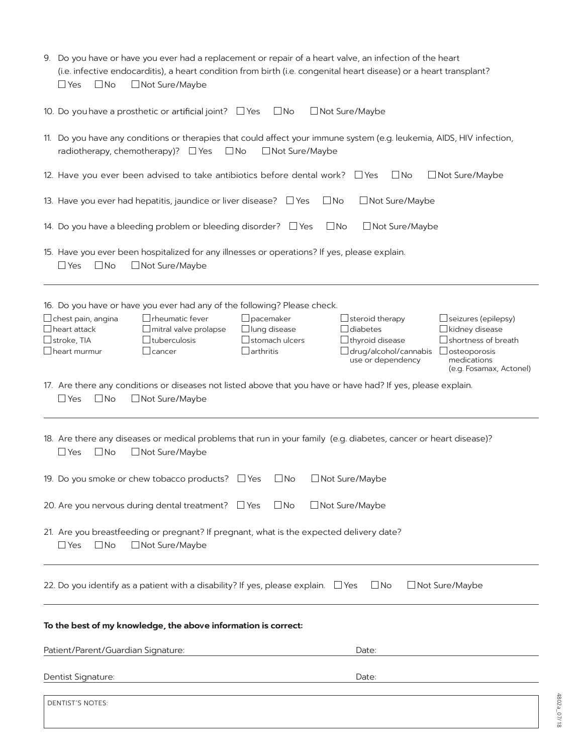9. Do you have or have you ever had a replacement or repair of a heart valve, an infection of the heart (i.e. infective endocarditis), a heart condition from birth (i.e. congenital heart disease) or a heart transplant?
   ☐ Yes ☐ No ☐ Not Sure/Maybe

10. Do you have a prosthetic or artificial joint? ☐ Yes ☐ No ☐ Not Sure/Maybe

11. Do you have any conditions or therapies that could affect your immune system (e.g. leukemia, AIDS, HIV infection, radiotherapy, chemotherapy)? ☐ Yes ☐ No ☐ Not Sure/Maybe

12. Have you ever been advised to take antibiotics before dental work? ☐ Yes ☐ No ☐ Not Sure/Maybe

13. Have you ever had hepatitis, jaundice or liver disease? ☐ Yes ☐ No ☐ Not Sure/Maybe

14. Do you have a bleeding problem or bleeding disorder? ☐ Yes ☐ No ☐ Not Sure/Maybe

15. Have you ever been hospitalized for any illnesses or operations? If yes, please explain.
    ☐ Yes ☐ No ☐ Not Sure/Maybe

16. Do you have or have you ever had any of the following? Please check.

| | | | | |
|---|---|---|---|---|
| ☐ chest pain, angina | ☐ rheumatic fever | ☐ pacemaker | ☐ steroid therapy | ☐ seizures (epilepsy) |
| ☐ heart attack | ☐ mitral valve prolapse | ☐ lung disease | ☐ diabetes | ☐ kidney disease |
| ☐ stroke, TIA | ☐ tuberculosis | ☐ stomach ulcers | ☐ thyroid disease | ☐ shortness of breath |
| ☐ heart murmur | ☐ cancer | ☐ arthritis | ☐ drug/alcohol/cannabis use or dependency | ☐ osteoporosis medications (e.g. Fosamax, Actonel) |

17. Are there any conditions or diseases not listed above that you have or have had? If yes, please explain.
    ☐ Yes ☐ No ☐ Not Sure/Maybe

18. Are there any diseases or medical problems that run in your family (e.g. diabetes, cancer or heart disease)?
    ☐ Yes ☐ No ☐ Not Sure/Maybe

19. Do you smoke or chew tobacco products? ☐ Yes ☐ No ☐ Not Sure/Maybe

20. Are you nervous during dental treatment? ☐ Yes ☐ No ☐ Not Sure/Maybe

21. Are you breastfeeding or pregnant? If pregnant, what is the expected delivery date?
    ☐ Yes ☐ No ☐ Not Sure/Maybe

22. Do you identify as a patient with a disability? If yes, please explain. ☐ Yes ☐ No ☐ Not Sure/Maybe

**To the best of my knowledge, the above information is correct:**

Patient/Parent/Guardian Signature: ____________________ Date: ____________________

Dentist Signature: ____________________ Date: ____________________

DENTIST'S NOTES:

4802a_07/18